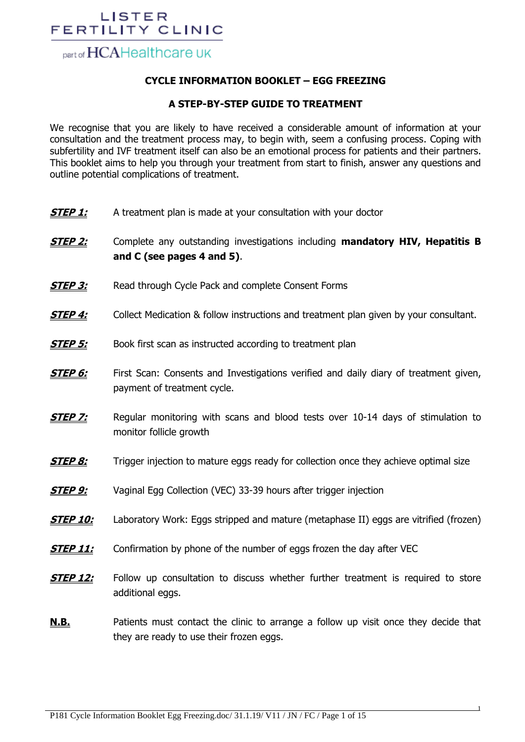LISTER FERTILITY CLINIC

part of HCAHealthcare UK

## CYCLE INFORMATION BOOKLET – EGG FREEZING

## A STEP-BY-STEP GUIDE TO TREATMENT

We recognise that you are likely to have received a considerable amount of information at your consultation and the treatment process may, to begin with, seem a confusing process. Coping with subfertility and IVF treatment itself can also be an emotional process for patients and their partners. This booklet aims to help you through your treatment from start to finish, answer any questions and outline potential complications of treatment.

***STEP 1:*** A treatment plan is made at your consultation with your doctor

***STEP 2:*** Complete any outstanding investigations including **mandatory HIV, Hepatitis B and C (see pages 4 and 5)**.

***STEP 3:*** Read through Cycle Pack and complete Consent Forms

***STEP 4:*** Collect Medication & follow instructions and treatment plan given by your consultant.

***STEP 5:*** Book first scan as instructed according to treatment plan

***STEP 6:*** First Scan: Consents and Investigations verified and daily diary of treatment given, payment of treatment cycle.

***STEP 7:*** Regular monitoring with scans and blood tests over 10-14 days of stimulation to monitor follicle growth

***STEP 8:*** Trigger injection to mature eggs ready for collection once they achieve optimal size

***STEP 9:*** Vaginal Egg Collection (VEC) 33-39 hours after trigger injection

***STEP 10:*** Laboratory Work: Eggs stripped and mature (metaphase II) eggs are vitrified (frozen)

***STEP 11:*** Confirmation by phone of the number of eggs frozen the day after VEC

***STEP 12:*** Follow up consultation to discuss whether further treatment is required to store additional eggs.

**N.B.** Patients must contact the clinic to arrange a follow up visit once they decide that they are ready to use their frozen eggs.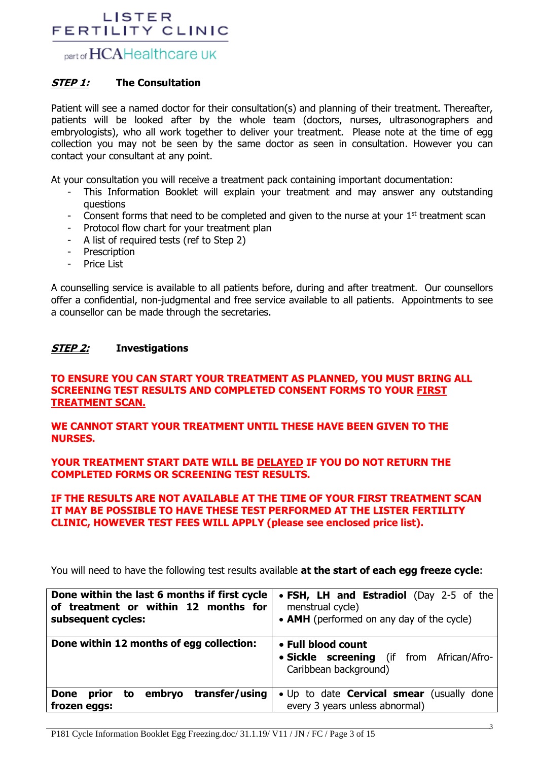## *STEP 1:* The Consultation

Patient will see a named doctor for their consultation(s) and planning of their treatment. Thereafter, patients will be looked after by the whole team (doctors, nurses, ultrasonographers and embryologists), who all work together to deliver your treatment. Please note at the time of egg collection you may not be seen by the same doctor as seen in consultation. However you can contact your consultant at any point.

At your consultation you will receive a treatment pack containing important documentation:

- This Information Booklet will explain your treatment and may answer any outstanding questions
- Consent forms that need to be completed and given to the nurse at your 1st treatment scan
- Protocol flow chart for your treatment plan
- A list of required tests (ref to Step 2)
- Prescription
- Price List

A counselling service is available to all patients before, during and after treatment. Our counsellors offer a confidential, non-judgmental and free service available to all patients. Appointments to see a counsellor can be made through the secretaries.

## *STEP 2:* Investigations

**TO ENSURE YOU CAN START YOUR TREATMENT AS PLANNED, YOU MUST BRING ALL SCREENING TEST RESULTS AND COMPLETED CONSENT FORMS TO YOUR FIRST TREATMENT SCAN.**

**WE CANNOT START YOUR TREATMENT UNTIL THESE HAVE BEEN GIVEN TO THE NURSES.**

**YOUR TREATMENT START DATE WILL BE DELAYED IF YOU DO NOT RETURN THE COMPLETED FORMS OR SCREENING TEST RESULTS.**

**IF THE RESULTS ARE NOT AVAILABLE AT THE TIME OF YOUR FIRST TREATMENT SCAN IT MAY BE POSSIBLE TO HAVE THESE TEST PERFORMED AT THE LISTER FERTILITY CLINIC, HOWEVER TEST FEES WILL APPLY (please see enclosed price list).**

You will need to have the following test results available **at the start of each egg freeze cycle**:

| | |
|---|---|
| **Done within the last 6 months if first cycle of treatment or within 12 months for subsequent cycles:** | • **FSH, LH and Estradiol** (Day 2-5 of the menstrual cycle)<br>• **AMH** (performed on any day of the cycle) |
| **Done within 12 months of egg collection:** | • **Full blood count**<br>• **Sickle screening** (if from African/Afro-Caribbean background) |
| **Done prior to embryo transfer/using frozen eggs:** | • Up to date **Cervical smear** (usually done every 3 years unless abnormal) |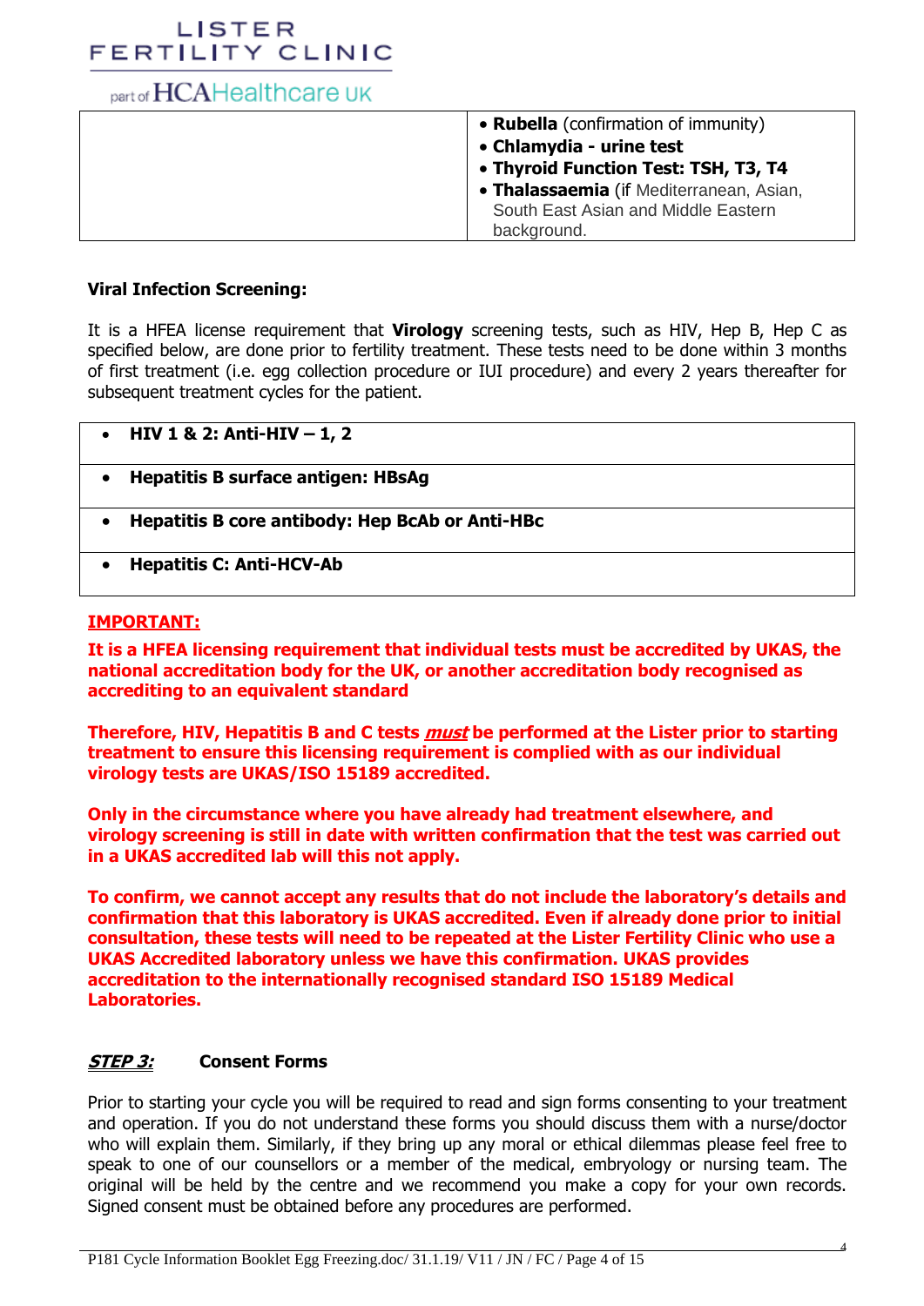| | • **Rubella** (confirmation of immunity)<br>• **Chlamydia - urine test**<br>• **Thyroid Function Test: TSH, T3, T4**<br>• **Thalassaemia** (if Mediterranean, Asian, South East Asian and Middle Eastern background. |
|---|---|

**Viral Infection Screening:**

It is a HFEA license requirement that **Virology** screening tests, such as HIV, Hep B, Hep C as specified below, are done prior to fertility treatment. These tests need to be done within 3 months of first treatment (i.e. egg collection procedure or IUI procedure) and every 2 years thereafter for subsequent treatment cycles for the patient.

| |
|---|
| • **HIV 1 & 2: Anti-HIV – 1, 2** |
| • **Hepatitis B surface antigen: HBsAg** |
| • **Hepatitis B core antibody: Hep BcAb or Anti-HBc** |
| • **Hepatitis C: Anti-HCV-Ab** |

**IMPORTANT:**

**It is a HFEA licensing requirement that individual tests must be accredited by UKAS, the national accreditation body for the UK, or another accreditation body recognised as accrediting to an equivalent standard**

**Therefore, HIV, Hepatitis B and C tests *must* be performed at the Lister prior to starting treatment to ensure this licensing requirement is complied with as our individual virology tests are UKAS/ISO 15189 accredited.**

**Only in the circumstance where you have already had treatment elsewhere, and virology screening is still in date with written confirmation that the test was carried out in a UKAS accredited lab will this not apply.**

**To confirm, we cannot accept any results that do not include the laboratory's details and confirmation that this laboratory is UKAS accredited. Even if already done prior to initial consultation, these tests will need to be repeated at the Lister Fertility Clinic who use a UKAS Accredited laboratory unless we have this confirmation. UKAS provides accreditation to the internationally recognised standard ISO 15189 Medical Laboratories.**

## ***STEP 3:*** Consent Forms

Prior to starting your cycle you will be required to read and sign forms consenting to your treatment and operation. If you do not understand these forms you should discuss them with a nurse/doctor who will explain them. Similarly, if they bring up any moral or ethical dilemmas please feel free to speak to one of our counsellors or a member of the medical, embryology or nursing team. The original will be held by the centre and we recommend you make a copy for your own records. Signed consent must be obtained before any procedures are performed.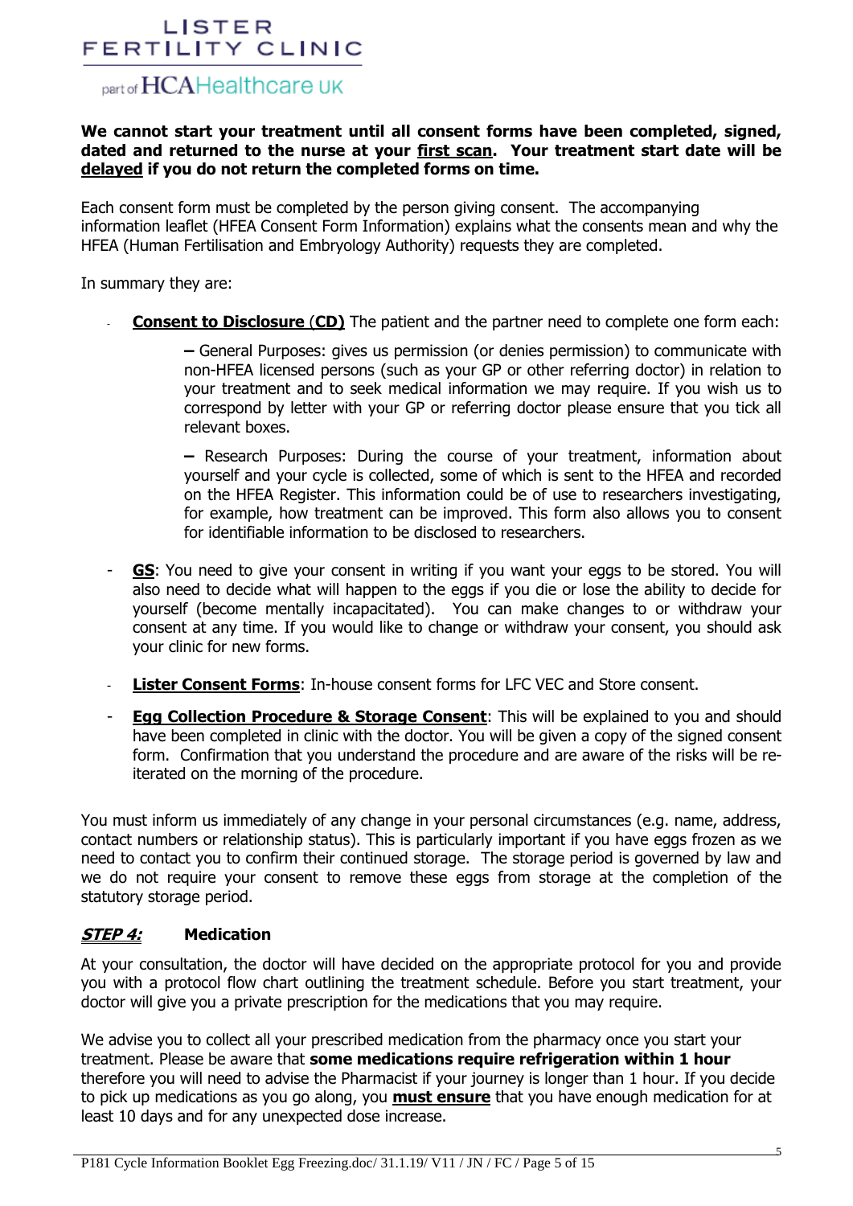**We cannot start your treatment until all consent forms have been completed, signed, dated and returned to the nurse at your <u>first scan</u>. Your treatment start date will be <u>delayed</u> if you do not return the completed forms on time.**

Each consent form must be completed by the person giving consent. The accompanying information leaflet (HFEA Consent Form Information) explains what the consents mean and why the HFEA (Human Fertilisation and Embryology Authority) requests they are completed.

In summary they are:

- **<u>Consent to Disclosure (CD)</u>** The patient and the partner need to complete one form each:

  **–** General Purposes: gives us permission (or denies permission) to communicate with non-HFEA licensed persons (such as your GP or other referring doctor) in relation to your treatment and to seek medical information we may require. If you wish us to correspond by letter with your GP or referring doctor please ensure that you tick all relevant boxes.

  **–** Research Purposes: During the course of your treatment, information about yourself and your cycle is collected, some of which is sent to the HFEA and recorded on the HFEA Register. This information could be of use to researchers investigating, for example, how treatment can be improved. This form also allows you to consent for identifiable information to be disclosed to researchers.

- **<u>GS</u>**: You need to give your consent in writing if you want your eggs to be stored. You will also need to decide what will happen to the eggs if you die or lose the ability to decide for yourself (become mentally incapacitated). You can make changes to or withdraw your consent at any time. If you would like to change or withdraw your consent, you should ask your clinic for new forms.

- **<u>Lister Consent Forms</u>**: In-house consent forms for LFC VEC and Store consent.

- **<u>Egg Collection Procedure & Storage Consent</u>**: This will be explained to you and should have been completed in clinic with the doctor. You will be given a copy of the signed consent form. Confirmation that you understand the procedure and are aware of the risks will be re-iterated on the morning of the procedure.

You must inform us immediately of any change in your personal circumstances (e.g. name, address, contact numbers or relationship status). This is particularly important if you have eggs frozen as we need to contact you to confirm their continued storage. The storage period is governed by law and we do not require your consent to remove these eggs from storage at the completion of the statutory storage period.

## ***<u>STEP 4:</u>*** Medication

At your consultation, the doctor will have decided on the appropriate protocol for you and provide you with a protocol flow chart outlining the treatment schedule. Before you start treatment, your doctor will give you a private prescription for the medications that you may require.

We advise you to collect all your prescribed medication from the pharmacy once you start your treatment. Please be aware that **some medications require refrigeration within 1 hour** therefore you will need to advise the Pharmacist if your journey is longer than 1 hour. If you decide to pick up medications as you go along, you **<u>must ensure</u>** that you have enough medication for at least 10 days and for any unexpected dose increase.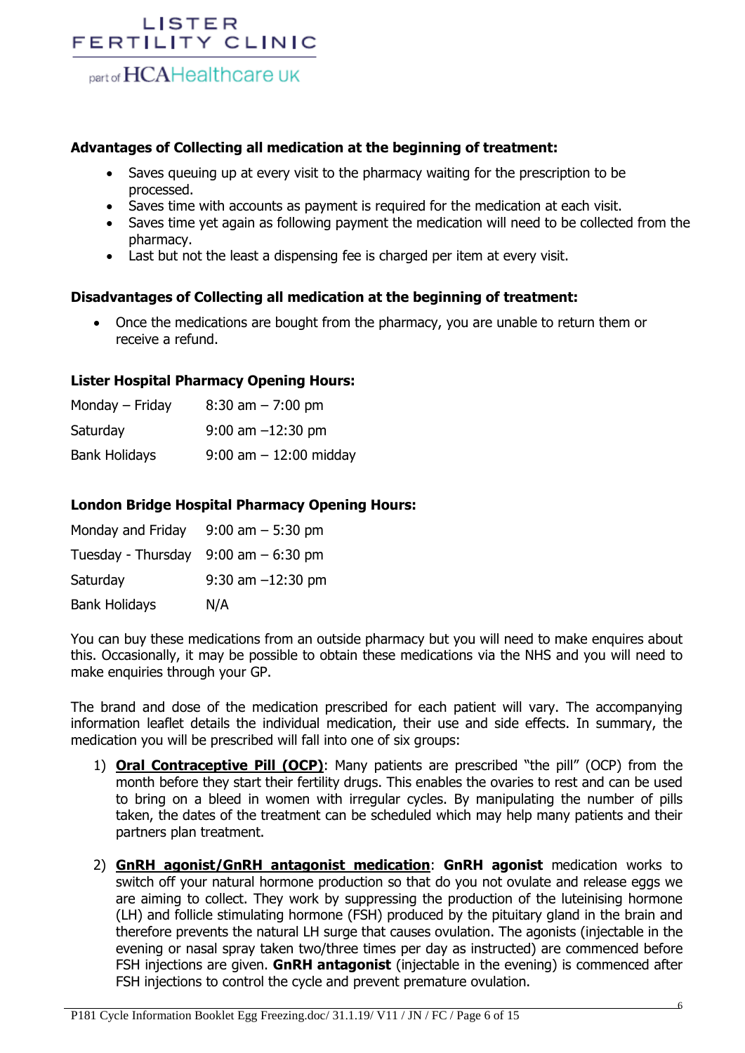**Advantages of Collecting all medication at the beginning of treatment:**

- Saves queuing up at every visit to the pharmacy waiting for the prescription to be processed.
- Saves time with accounts as payment is required for the medication at each visit.
- Saves time yet again as following payment the medication will need to be collected from the pharmacy.
- Last but not the least a dispensing fee is charged per item at every visit.

**Disadvantages of Collecting all medication at the beginning of treatment:**

- Once the medications are bought from the pharmacy, you are unable to return them or receive a refund.

**Lister Hospital Pharmacy Opening Hours:**

| | |
|---|---|
| Monday – Friday | 8:30 am – 7:00 pm |
| Saturday | 9:00 am –12:30 pm |
| Bank Holidays | 9:00 am – 12:00 midday |

**London Bridge Hospital Pharmacy Opening Hours:**

| | |
|---|---|
| Monday and Friday | 9:00 am – 5:30 pm |
| Tuesday - Thursday | 9:00 am – 6:30 pm |
| Saturday | 9:30 am –12:30 pm |
| Bank Holidays | N/A |

You can buy these medications from an outside pharmacy but you will need to make enquires about this. Occasionally, it may be possible to obtain these medications via the NHS and you will need to make enquiries through your GP.

The brand and dose of the medication prescribed for each patient will vary. The accompanying information leaflet details the individual medication, their use and side effects. In summary, the medication you will be prescribed will fall into one of six groups:

1) **Oral Contraceptive Pill (OCP)**: Many patients are prescribed "the pill" (OCP) from the month before they start their fertility drugs. This enables the ovaries to rest and can be used to bring on a bleed in women with irregular cycles. By manipulating the number of pills taken, the dates of the treatment can be scheduled which may help many patients and their partners plan treatment.

2) **GnRH agonist/GnRH antagonist medication**: **GnRH agonist** medication works to switch off your natural hormone production so that do you not ovulate and release eggs we are aiming to collect. They work by suppressing the production of the luteinising hormone (LH) and follicle stimulating hormone (FSH) produced by the pituitary gland in the brain and therefore prevents the natural LH surge that causes ovulation. The agonists (injectable in the evening or nasal spray taken two/three times per day as instructed) are commenced before FSH injections are given. **GnRH antagonist** (injectable in the evening) is commenced after FSH injections to control the cycle and prevent premature ovulation.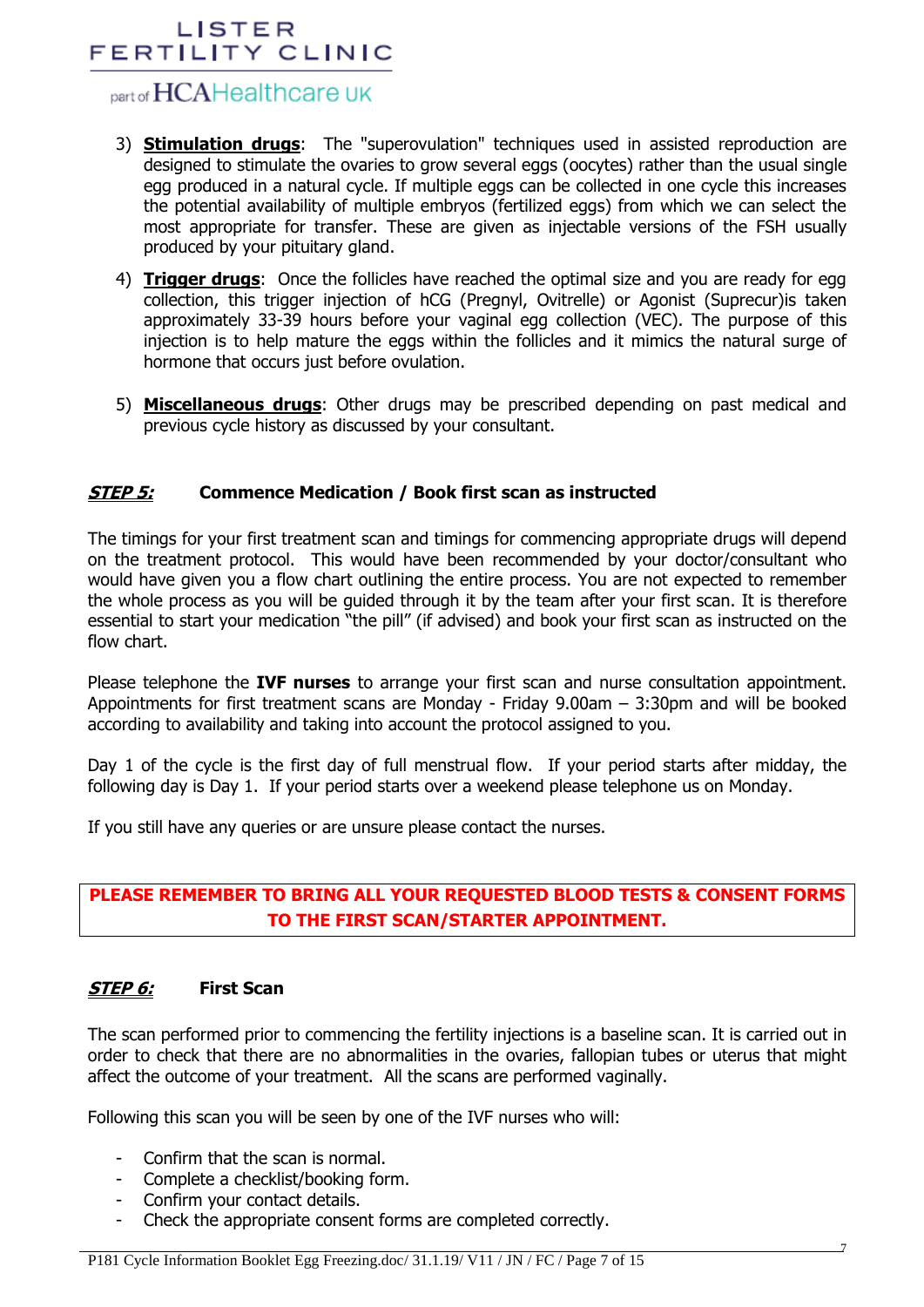3) **Stimulation drugs**: The "superovulation" techniques used in assisted reproduction are designed to stimulate the ovaries to grow several eggs (oocytes) rather than the usual single egg produced in a natural cycle. If multiple eggs can be collected in one cycle this increases the potential availability of multiple embryos (fertilized eggs) from which we can select the most appropriate for transfer. These are given as injectable versions of the FSH usually produced by your pituitary gland.

4) **Trigger drugs**: Once the follicles have reached the optimal size and you are ready for egg collection, this trigger injection of hCG (Pregnyl, Ovitrelle) or Agonist (Suprecur)is taken approximately 33-39 hours before your vaginal egg collection (VEC). The purpose of this injection is to help mature the eggs within the follicles and it mimics the natural surge of hormone that occurs just before ovulation.

5) **Miscellaneous drugs**: Other drugs may be prescribed depending on past medical and previous cycle history as discussed by your consultant.

## ***STEP 5:*** Commence Medication / Book first scan as instructed

The timings for your first treatment scan and timings for commencing appropriate drugs will depend on the treatment protocol. This would have been recommended by your doctor/consultant who would have given you a flow chart outlining the entire process. You are not expected to remember the whole process as you will be guided through it by the team after your first scan. It is therefore essential to start your medication "the pill" (if advised) and book your first scan as instructed on the flow chart.

Please telephone the **IVF nurses** to arrange your first scan and nurse consultation appointment. Appointments for first treatment scans are Monday - Friday 9.00am – 3:30pm and will be booked according to availability and taking into account the protocol assigned to you.

Day 1 of the cycle is the first day of full menstrual flow. If your period starts after midday, the following day is Day 1. If your period starts over a weekend please telephone us on Monday.

If you still have any queries or are unsure please contact the nurses.

**PLEASE REMEMBER TO BRING ALL YOUR REQUESTED BLOOD TESTS & CONSENT FORMS TO THE FIRST SCAN/STARTER APPOINTMENT.**

## ***STEP 6:*** First Scan

The scan performed prior to commencing the fertility injections is a baseline scan. It is carried out in order to check that there are no abnormalities in the ovaries, fallopian tubes or uterus that might affect the outcome of your treatment. All the scans are performed vaginally.

Following this scan you will be seen by one of the IVF nurses who will:

- Confirm that the scan is normal.
- Complete a checklist/booking form.
- Confirm your contact details.
- Check the appropriate consent forms are completed correctly.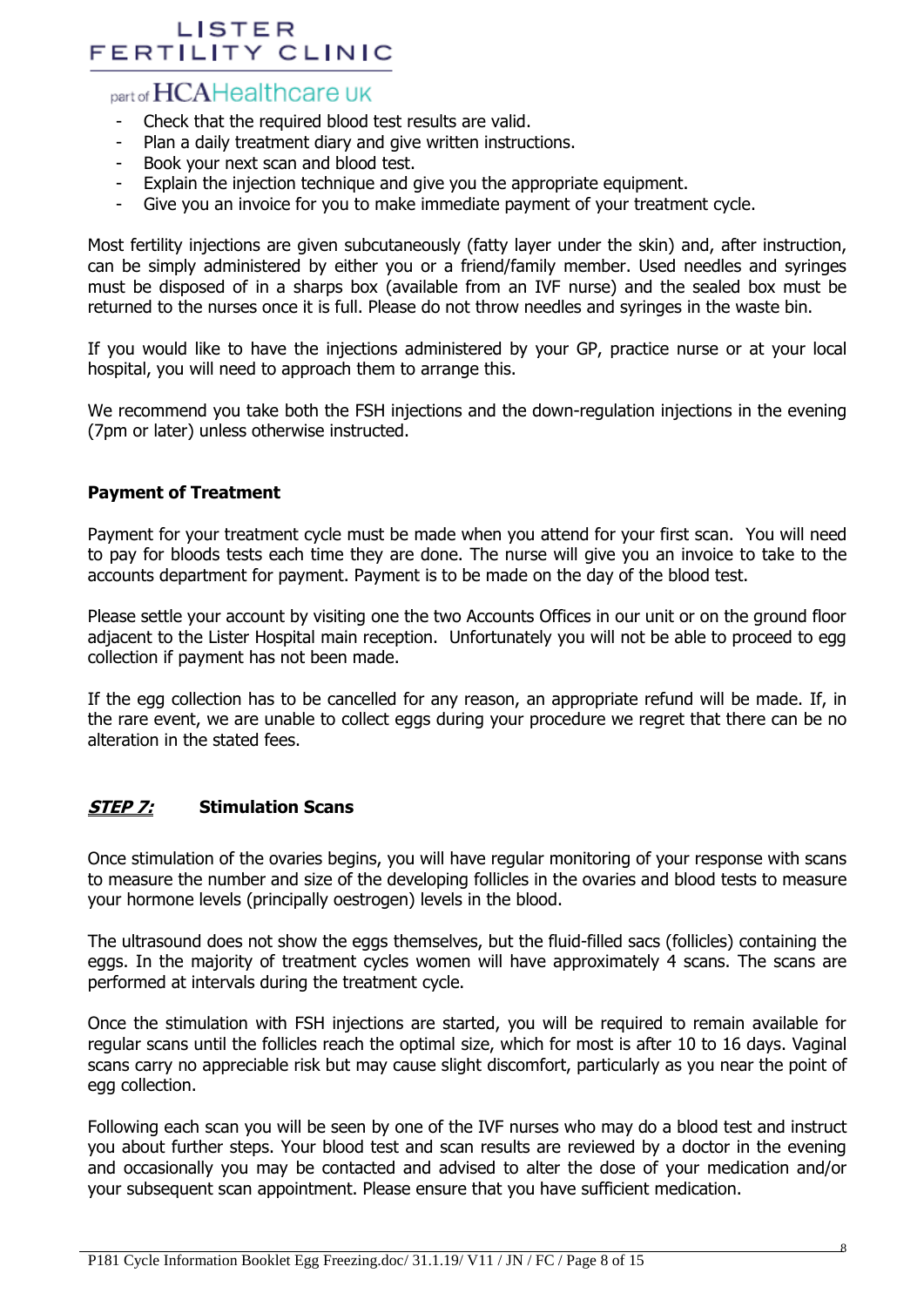- Check that the required blood test results are valid.
- Plan a daily treatment diary and give written instructions.
- Book your next scan and blood test.
- Explain the injection technique and give you the appropriate equipment.
- Give you an invoice for you to make immediate payment of your treatment cycle.

Most fertility injections are given subcutaneously (fatty layer under the skin) and, after instruction, can be simply administered by either you or a friend/family member. Used needles and syringes must be disposed of in a sharps box (available from an IVF nurse) and the sealed box must be returned to the nurses once it is full. Please do not throw needles and syringes in the waste bin.

If you would like to have the injections administered by your GP, practice nurse or at your local hospital, you will need to approach them to arrange this.

We recommend you take both the FSH injections and the down-regulation injections in the evening (7pm or later) unless otherwise instructed.

**Payment of Treatment**

Payment for your treatment cycle must be made when you attend for your first scan. You will need to pay for bloods tests each time they are done. The nurse will give you an invoice to take to the accounts department for payment. Payment is to be made on the day of the blood test.

Please settle your account by visiting one the two Accounts Offices in our unit or on the ground floor adjacent to the Lister Hospital main reception. Unfortunately you will not be able to proceed to egg collection if payment has not been made.

If the egg collection has to be cancelled for any reason, an appropriate refund will be made. If, in the rare event, we are unable to collect eggs during your procedure we regret that there can be no alteration in the stated fees.

## ***STEP 7:*** Stimulation Scans

Once stimulation of the ovaries begins, you will have regular monitoring of your response with scans to measure the number and size of the developing follicles in the ovaries and blood tests to measure your hormone levels (principally oestrogen) levels in the blood.

The ultrasound does not show the eggs themselves, but the fluid-filled sacs (follicles) containing the eggs. In the majority of treatment cycles women will have approximately 4 scans. The scans are performed at intervals during the treatment cycle.

Once the stimulation with FSH injections are started, you will be required to remain available for regular scans until the follicles reach the optimal size, which for most is after 10 to 16 days. Vaginal scans carry no appreciable risk but may cause slight discomfort, particularly as you near the point of egg collection.

Following each scan you will be seen by one of the IVF nurses who may do a blood test and instruct you about further steps. Your blood test and scan results are reviewed by a doctor in the evening and occasionally you may be contacted and advised to alter the dose of your medication and/or your subsequent scan appointment. Please ensure that you have sufficient medication.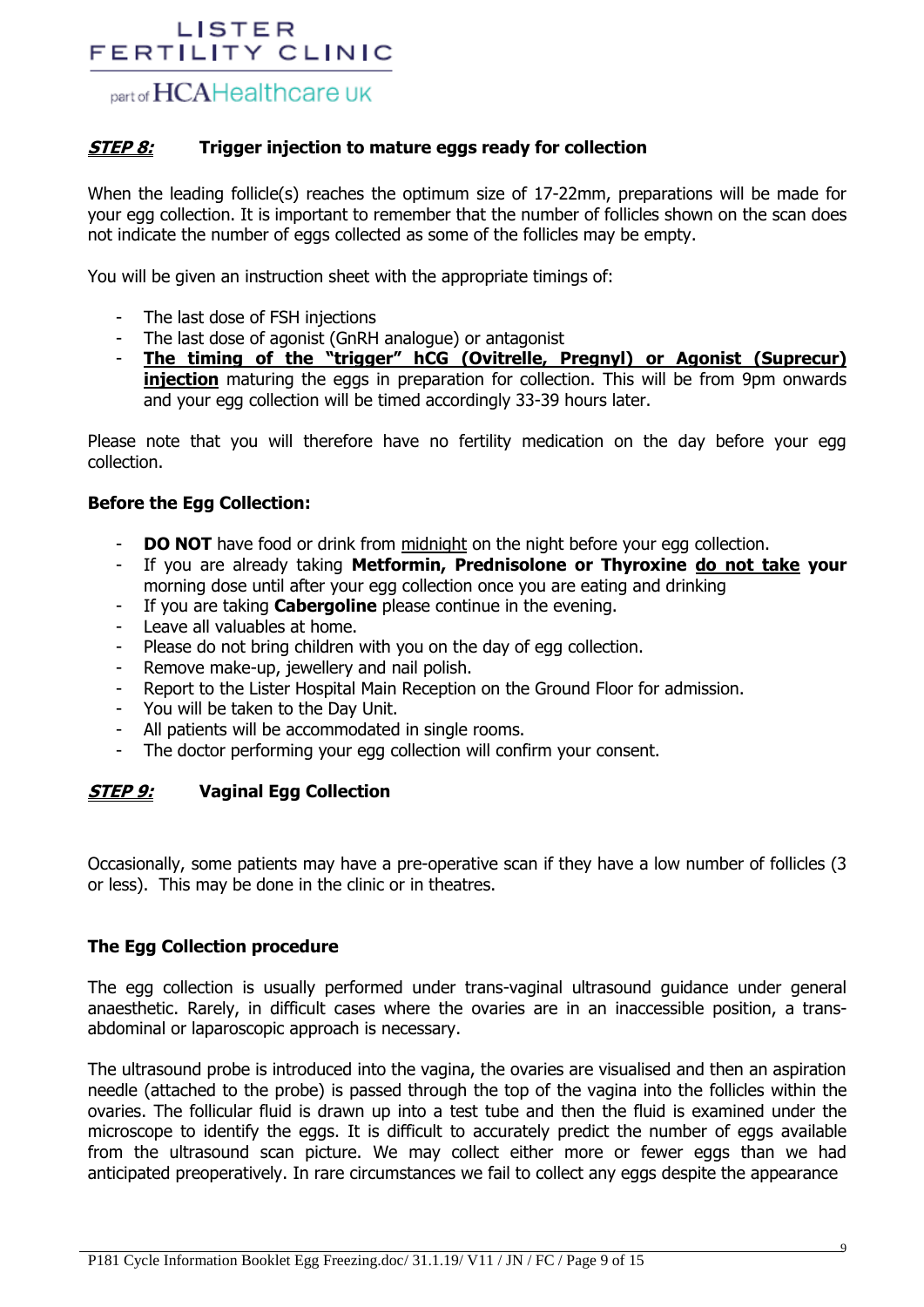## ***STEP 8:*** Trigger injection to mature eggs ready for collection

When the leading follicle(s) reaches the optimum size of 17-22mm, preparations will be made for your egg collection. It is important to remember that the number of follicles shown on the scan does not indicate the number of eggs collected as some of the follicles may be empty.

You will be given an instruction sheet with the appropriate timings of:

- The last dose of FSH injections
- The last dose of agonist (GnRH analogue) or antagonist
- **The timing of the "trigger" hCG (Ovitrelle, Pregnyl) or Agonist (Suprecur) injection** maturing the eggs in preparation for collection. This will be from 9pm onwards and your egg collection will be timed accordingly 33-39 hours later.

Please note that you will therefore have no fertility medication on the day before your egg collection.

### Before the Egg Collection:

- **DO NOT** have food or drink from midnight on the night before your egg collection.
- If you are already taking **Metformin, Prednisolone or Thyroxine do not take your** morning dose until after your egg collection once you are eating and drinking
- If you are taking **Cabergoline** please continue in the evening.
- Leave all valuables at home.
- Please do not bring children with you on the day of egg collection.
- Remove make-up, jewellery and nail polish.
- Report to the Lister Hospital Main Reception on the Ground Floor for admission.
- You will be taken to the Day Unit.
- All patients will be accommodated in single rooms.
- The doctor performing your egg collection will confirm your consent.

## ***STEP 9:*** Vaginal Egg Collection

Occasionally, some patients may have a pre-operative scan if they have a low number of follicles (3 or less). This may be done in the clinic or in theatres.

### The Egg Collection procedure

The egg collection is usually performed under trans-vaginal ultrasound guidance under general anaesthetic. Rarely, in difficult cases where the ovaries are in an inaccessible position, a trans-abdominal or laparoscopic approach is necessary.

The ultrasound probe is introduced into the vagina, the ovaries are visualised and then an aspiration needle (attached to the probe) is passed through the top of the vagina into the follicles within the ovaries. The follicular fluid is drawn up into a test tube and then the fluid is examined under the microscope to identify the eggs. It is difficult to accurately predict the number of eggs available from the ultrasound scan picture. We may collect either more or fewer eggs than we had anticipated preoperatively. In rare circumstances we fail to collect any eggs despite the appearance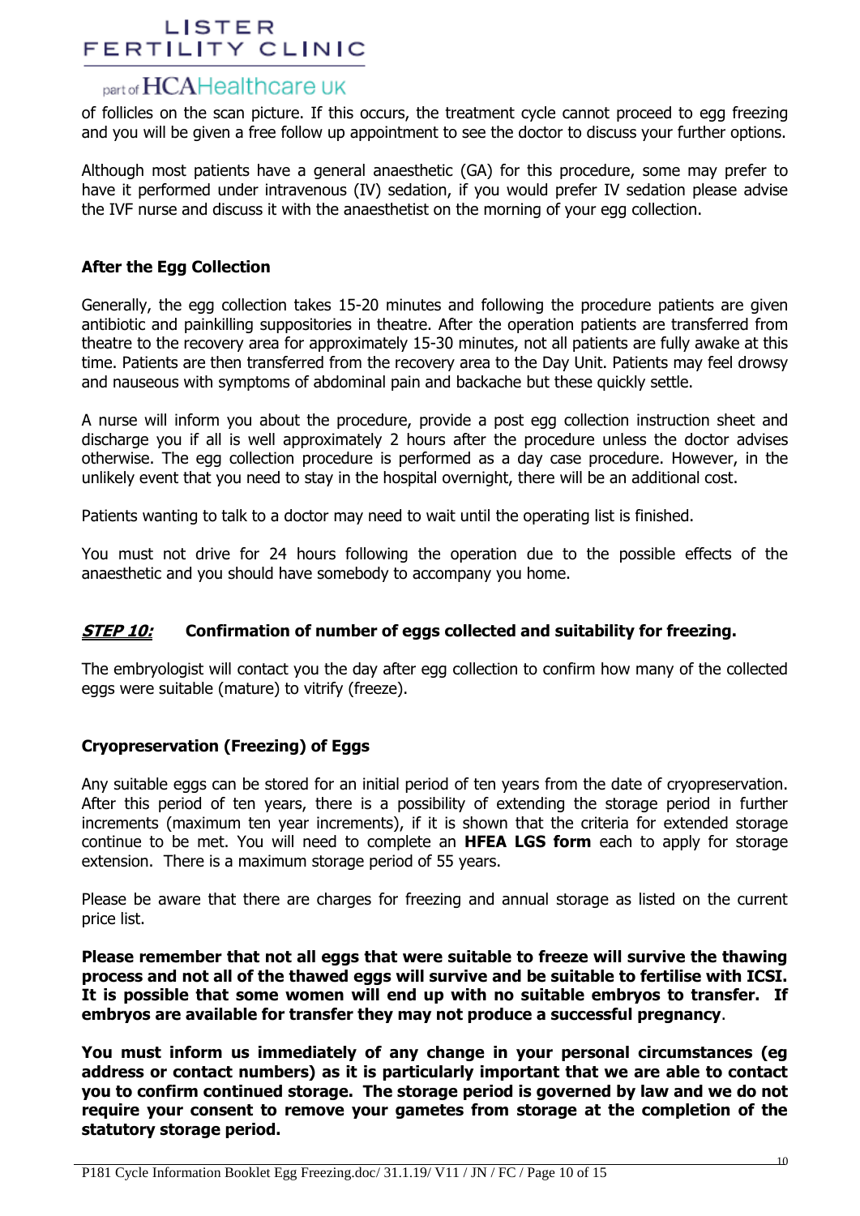of follicles on the scan picture. If this occurs, the treatment cycle cannot proceed to egg freezing and you will be given a free follow up appointment to see the doctor to discuss your further options.

Although most patients have a general anaesthetic (GA) for this procedure, some may prefer to have it performed under intravenous (IV) sedation, if you would prefer IV sedation please advise the IVF nurse and discuss it with the anaesthetist on the morning of your egg collection.

**After the Egg Collection**

Generally, the egg collection takes 15-20 minutes and following the procedure patients are given antibiotic and painkilling suppositories in theatre. After the operation patients are transferred from theatre to the recovery area for approximately 15-30 minutes, not all patients are fully awake at this time. Patients are then transferred from the recovery area to the Day Unit. Patients may feel drowsy and nauseous with symptoms of abdominal pain and backache but these quickly settle.

A nurse will inform you about the procedure, provide a post egg collection instruction sheet and discharge you if all is well approximately 2 hours after the procedure unless the doctor advises otherwise. The egg collection procedure is performed as a day case procedure. However, in the unlikely event that you need to stay in the hospital overnight, there will be an additional cost.

Patients wanting to talk to a doctor may need to wait until the operating list is finished.

You must not drive for 24 hours following the operation due to the possible effects of the anaesthetic and you should have somebody to accompany you home.

***STEP 10:*** **Confirmation of number of eggs collected and suitability for freezing.**

The embryologist will contact you the day after egg collection to confirm how many of the collected eggs were suitable (mature) to vitrify (freeze).

**Cryopreservation (Freezing) of Eggs**

Any suitable eggs can be stored for an initial period of ten years from the date of cryopreservation. After this period of ten years, there is a possibility of extending the storage period in further increments (maximum ten year increments), if it is shown that the criteria for extended storage continue to be met. You will need to complete an **HFEA LGS form** each to apply for storage extension. There is a maximum storage period of 55 years.

Please be aware that there are charges for freezing and annual storage as listed on the current price list.

**Please remember that not all eggs that were suitable to freeze will survive the thawing process and not all of the thawed eggs will survive and be suitable to fertilise with ICSI. It is possible that some women will end up with no suitable embryos to transfer. If embryos are available for transfer they may not produce a successful pregnancy**.

**You must inform us immediately of any change in your personal circumstances (eg address or contact numbers) as it is particularly important that we are able to contact you to confirm continued storage. The storage period is governed by law and we do not require your consent to remove your gametes from storage at the completion of the statutory storage period.**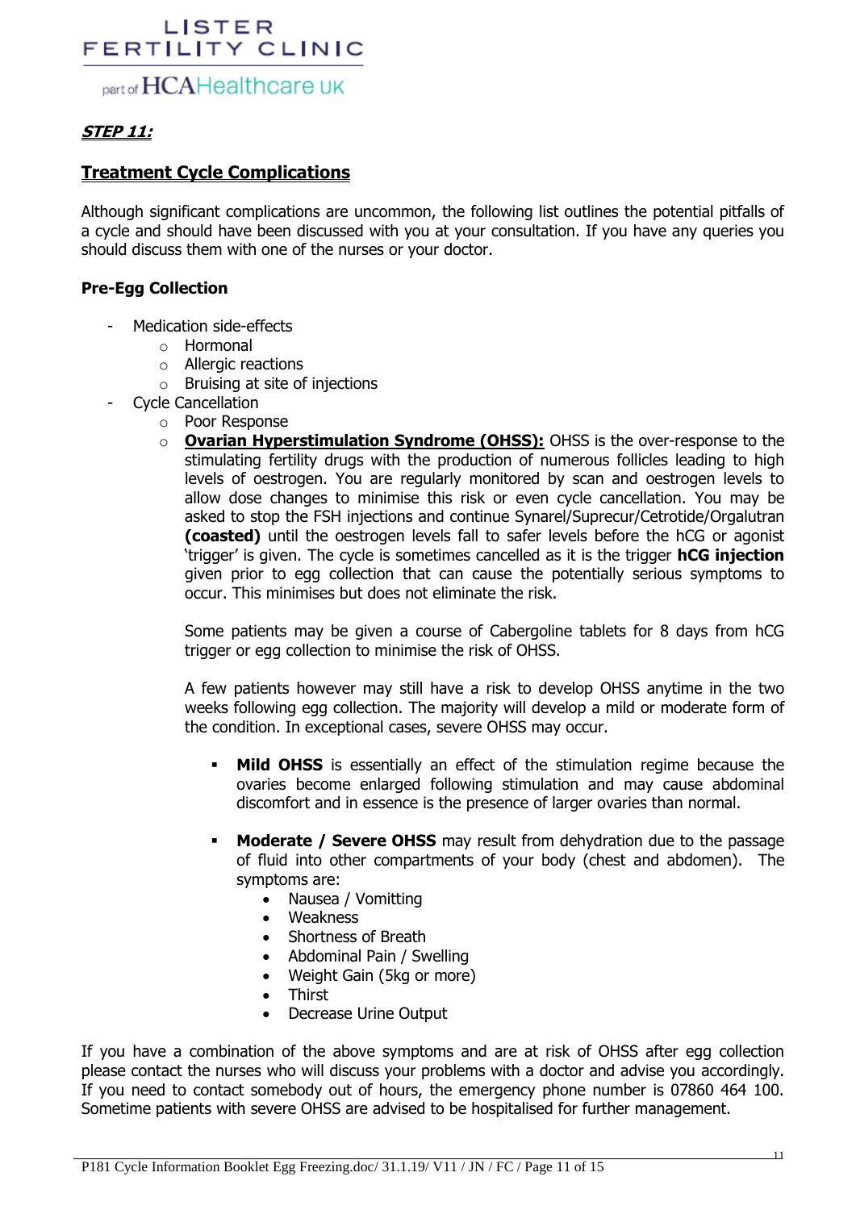LISTER FERTILITY CLINIC

part of HCAHealthcare UK

## ***STEP 11:***

## **Treatment Cycle Complications**

Although significant complications are uncommon, the following list outlines the potential pitfalls of a cycle and should have been discussed with you at your consultation. If you have any queries you should discuss them with one of the nurses or your doctor.

### **Pre-Egg Collection**

- Medication side-effects
    - Hormonal
    - Allergic reactions
    - Bruising at site of injections
- Cycle Cancellation
    - Poor Response
    - **Ovarian Hyperstimulation Syndrome (OHSS):** OHSS is the over-response to the stimulating fertility drugs with the production of numerous follicles leading to high levels of oestrogen. You are regularly monitored by scan and oestrogen levels to allow dose changes to minimise this risk or even cycle cancellation. You may be asked to stop the FSH injections and continue Synarel/Suprecur/Cetrotide/Orgalutran **(coasted)** until the oestrogen levels fall to safer levels before the hCG or agonist 'trigger' is given. The cycle is sometimes cancelled as it is the trigger **hCG injection** given prior to egg collection that can cause the potentially serious symptoms to occur. This minimises but does not eliminate the risk.

      Some patients may be given a course of Cabergoline tablets for 8 days from hCG trigger or egg collection to minimise the risk of OHSS.

      A few patients however may still have a risk to develop OHSS anytime in the two weeks following egg collection. The majority will develop a mild or moderate form of the condition. In exceptional cases, severe OHSS may occur.

        - **Mild OHSS** is essentially an effect of the stimulation regime because the ovaries become enlarged following stimulation and may cause abdominal discomfort and in essence is the presence of larger ovaries than normal.
        - **Moderate / Severe OHSS** may result from dehydration due to the passage of fluid into other compartments of your body (chest and abdomen). The symptoms are:
            - Nausea / Vomitting
            - Weakness
            - Shortness of Breath
            - Abdominal Pain / Swelling
            - Weight Gain (5kg or more)
            - Thirst
            - Decrease Urine Output

If you have a combination of the above symptoms and are at risk of OHSS after egg collection please contact the nurses who will discuss your problems with a doctor and advise you accordingly. If you need to contact somebody out of hours, the emergency phone number is 07860 464 100. Sometime patients with severe OHSS are advised to be hospitalised for further management.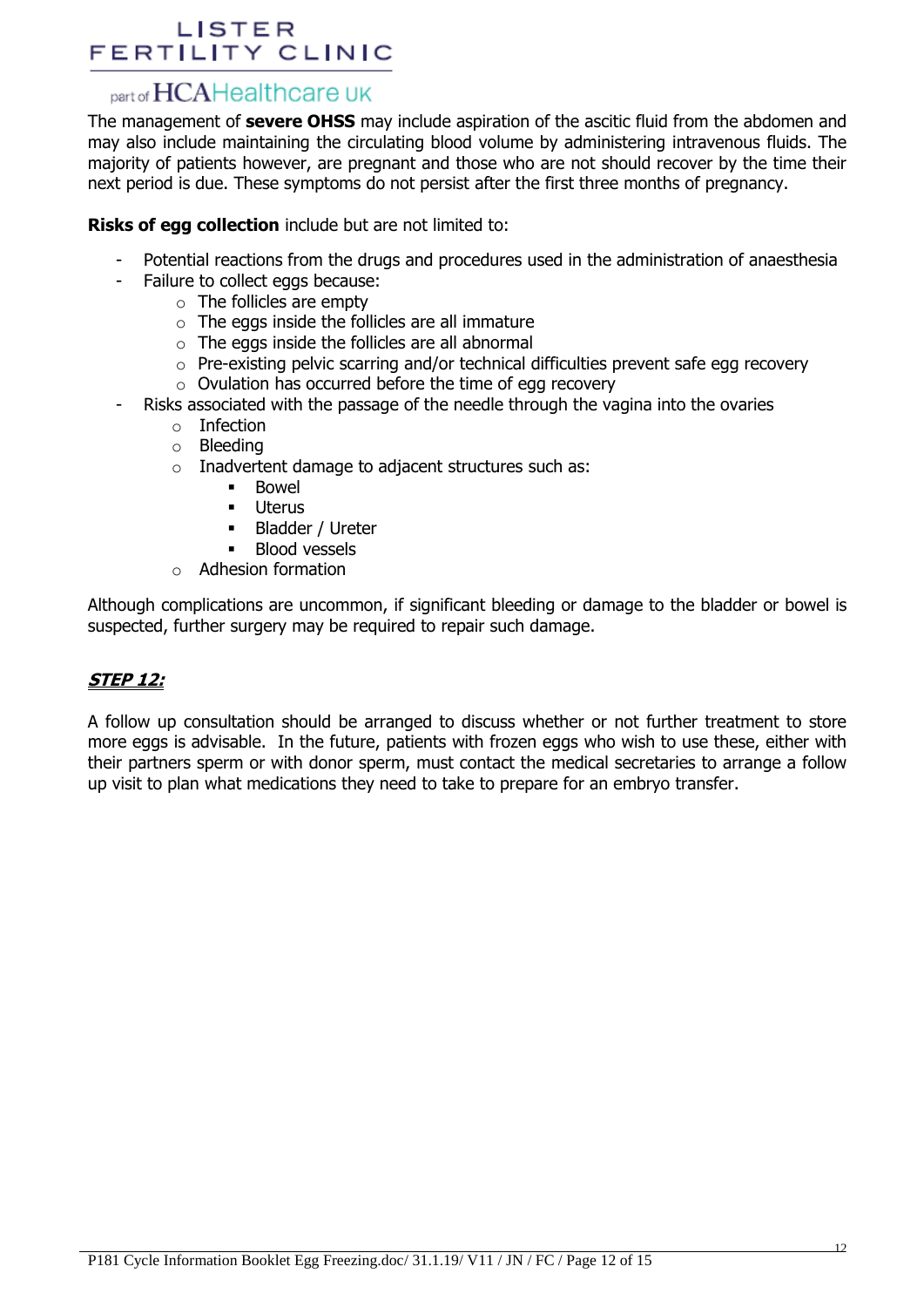The management of **severe OHSS** may include aspiration of the ascitic fluid from the abdomen and may also include maintaining the circulating blood volume by administering intravenous fluids. The majority of patients however, are pregnant and those who are not should recover by the time their next period is due. These symptoms do not persist after the first three months of pregnancy.

**Risks of egg collection** include but are not limited to:

- Potential reactions from the drugs and procedures used in the administration of anaesthesia
- Failure to collect eggs because:
  - The follicles are empty
  - The eggs inside the follicles are all immature
  - The eggs inside the follicles are all abnormal
  - Pre-existing pelvic scarring and/or technical difficulties prevent safe egg recovery
  - Ovulation has occurred before the time of egg recovery
- Risks associated with the passage of the needle through the vagina into the ovaries
  - Infection
  - Bleeding
  - Inadvertent damage to adjacent structures such as:
    - Bowel
    - Uterus
    - Bladder / Ureter
    - Blood vessels
  - Adhesion formation

Although complications are uncommon, if significant bleeding or damage to the bladder or bowel is suspected, further surgery may be required to repair such damage.

## STEP 12:

A follow up consultation should be arranged to discuss whether or not further treatment to store more eggs is advisable. In the future, patients with frozen eggs who wish to use these, either with their partners sperm or with donor sperm, must contact the medical secretaries to arrange a follow up visit to plan what medications they need to take to prepare for an embryo transfer.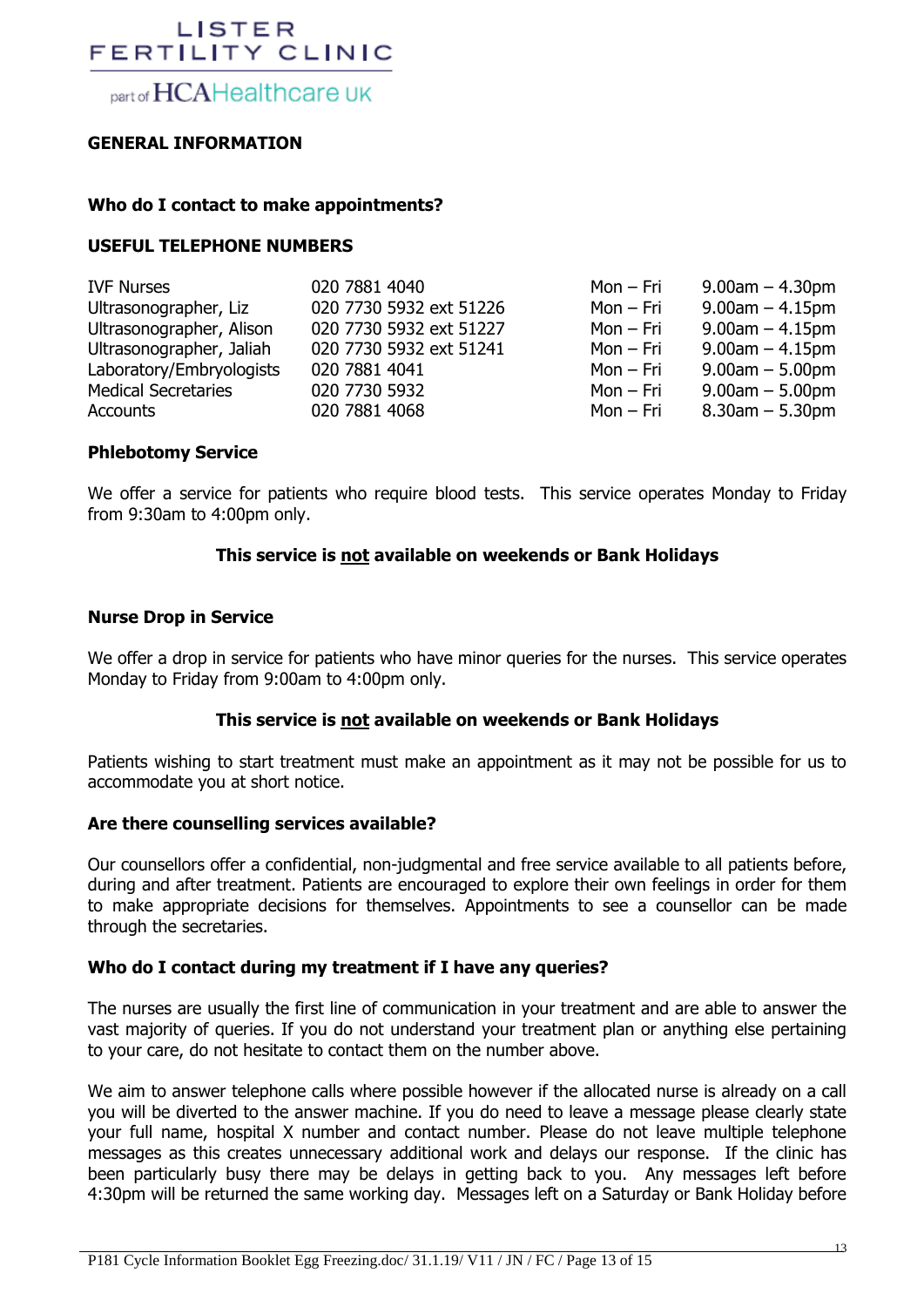LISTER FERTILITY CLINIC

part of HCAHealthcare UK

## GENERAL INFORMATION

### Who do I contact to make appointments?

### USEFUL TELEPHONE NUMBERS

| | | | |
|---|---|---|---|
| IVF Nurses | 020 7881 4040 | Mon – Fri | 9.00am – 4.30pm |
| Ultrasonographer, Liz | 020 7730 5932 ext 51226 | Mon – Fri | 9.00am – 4.15pm |
| Ultrasonographer, Alison | 020 7730 5932 ext 51227 | Mon – Fri | 9.00am – 4.15pm |
| Ultrasonographer, Jaliah | 020 7730 5932 ext 51241 | Mon – Fri | 9.00am – 4.15pm |
| Laboratory/Embryologists | 020 7881 4041 | Mon – Fri | 9.00am – 5.00pm |
| Medical Secretaries | 020 7730 5932 | Mon – Fri | 9.00am – 5.00pm |
| Accounts | 020 7881 4068 | Mon – Fri | 8.30am – 5.30pm |

### Phlebotomy Service

We offer a service for patients who require blood tests. This service operates Monday to Friday from 9:30am to 4:00pm only.

**This service is <u>not</u> available on weekends or Bank Holidays**

### Nurse Drop in Service

We offer a drop in service for patients who have minor queries for the nurses. This service operates Monday to Friday from 9:00am to 4:00pm only.

**This service is <u>not</u> available on weekends or Bank Holidays**

Patients wishing to start treatment must make an appointment as it may not be possible for us to accommodate you at short notice.

### Are there counselling services available?

Our counsellors offer a confidential, non-judgmental and free service available to all patients before, during and after treatment. Patients are encouraged to explore their own feelings in order for them to make appropriate decisions for themselves. Appointments to see a counsellor can be made through the secretaries.

### Who do I contact during my treatment if I have any queries?

The nurses are usually the first line of communication in your treatment and are able to answer the vast majority of queries. If you do not understand your treatment plan or anything else pertaining to your care, do not hesitate to contact them on the number above.

We aim to answer telephone calls where possible however if the allocated nurse is already on a call you will be diverted to the answer machine. If you do need to leave a message please clearly state your full name, hospital X number and contact number. Please do not leave multiple telephone messages as this creates unnecessary additional work and delays our response. If the clinic has been particularly busy there may be delays in getting back to you. Any messages left before 4:30pm will be returned the same working day. Messages left on a Saturday or Bank Holiday before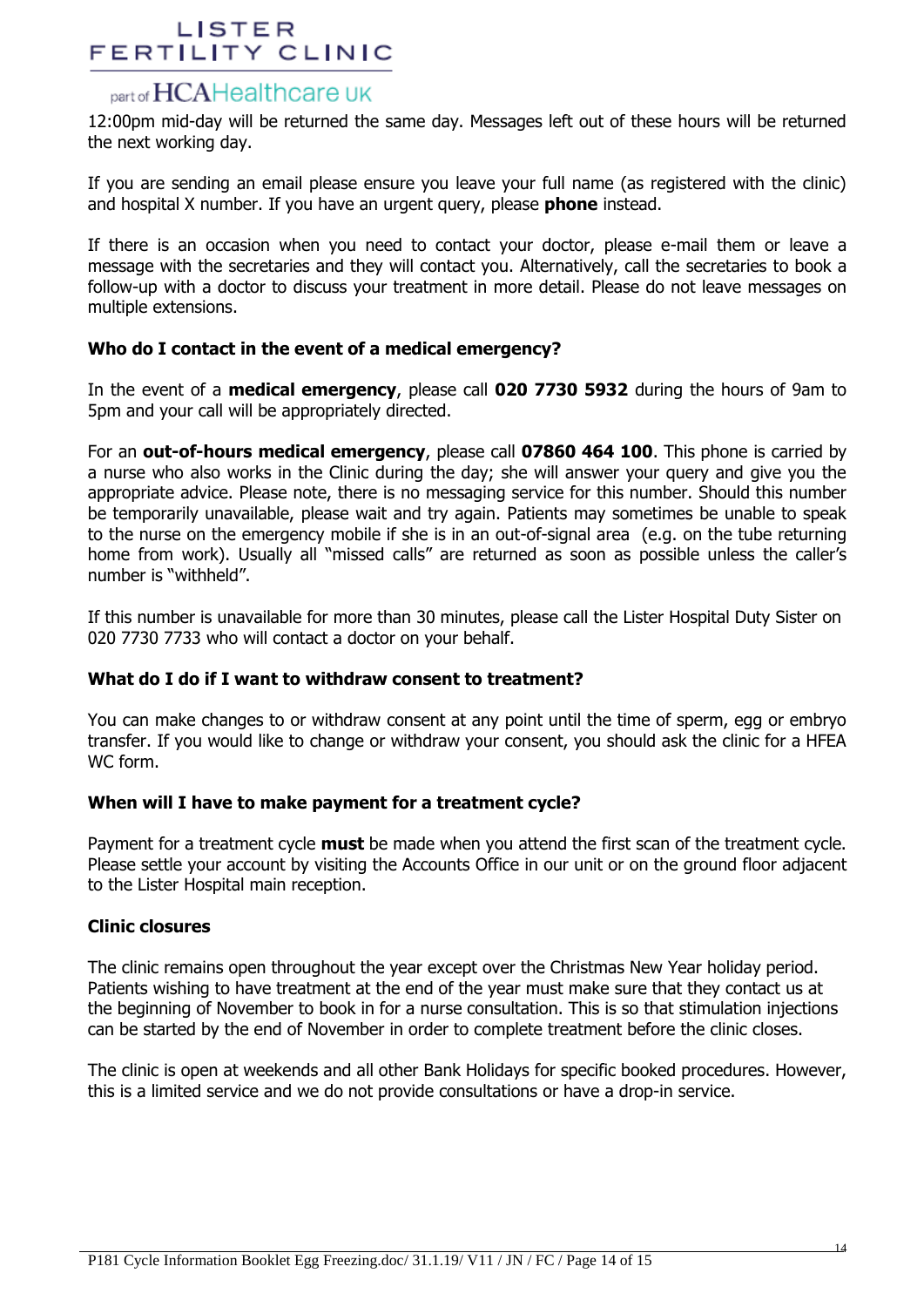12:00pm mid-day will be returned the same day. Messages left out of these hours will be returned the next working day.

If you are sending an email please ensure you leave your full name (as registered with the clinic) and hospital X number. If you have an urgent query, please **phone** instead.

If there is an occasion when you need to contact your doctor, please e-mail them or leave a message with the secretaries and they will contact you. Alternatively, call the secretaries to book a follow-up with a doctor to discuss your treatment in more detail. Please do not leave messages on multiple extensions.

### Who do I contact in the event of a medical emergency?

In the event of a **medical emergency**, please call **020 7730 5932** during the hours of 9am to 5pm and your call will be appropriately directed.

For an **out-of-hours medical emergency**, please call **07860 464 100**. This phone is carried by a nurse who also works in the Clinic during the day; she will answer your query and give you the appropriate advice. Please note, there is no messaging service for this number. Should this number be temporarily unavailable, please wait and try again. Patients may sometimes be unable to speak to the nurse on the emergency mobile if she is in an out-of-signal area (e.g. on the tube returning home from work). Usually all "missed calls" are returned as soon as possible unless the caller's number is "withheld".

If this number is unavailable for more than 30 minutes, please call the Lister Hospital Duty Sister on 020 7730 7733 who will contact a doctor on your behalf.

### What do I do if I want to withdraw consent to treatment?

You can make changes to or withdraw consent at any point until the time of sperm, egg or embryo transfer. If you would like to change or withdraw your consent, you should ask the clinic for a HFEA WC form.

### When will I have to make payment for a treatment cycle?

Payment for a treatment cycle **must** be made when you attend the first scan of the treatment cycle. Please settle your account by visiting the Accounts Office in our unit or on the ground floor adjacent to the Lister Hospital main reception.

### Clinic closures

The clinic remains open throughout the year except over the Christmas New Year holiday period. Patients wishing to have treatment at the end of the year must make sure that they contact us at the beginning of November to book in for a nurse consultation. This is so that stimulation injections can be started by the end of November in order to complete treatment before the clinic closes.

The clinic is open at weekends and all other Bank Holidays for specific booked procedures. However, this is a limited service and we do not provide consultations or have a drop-in service.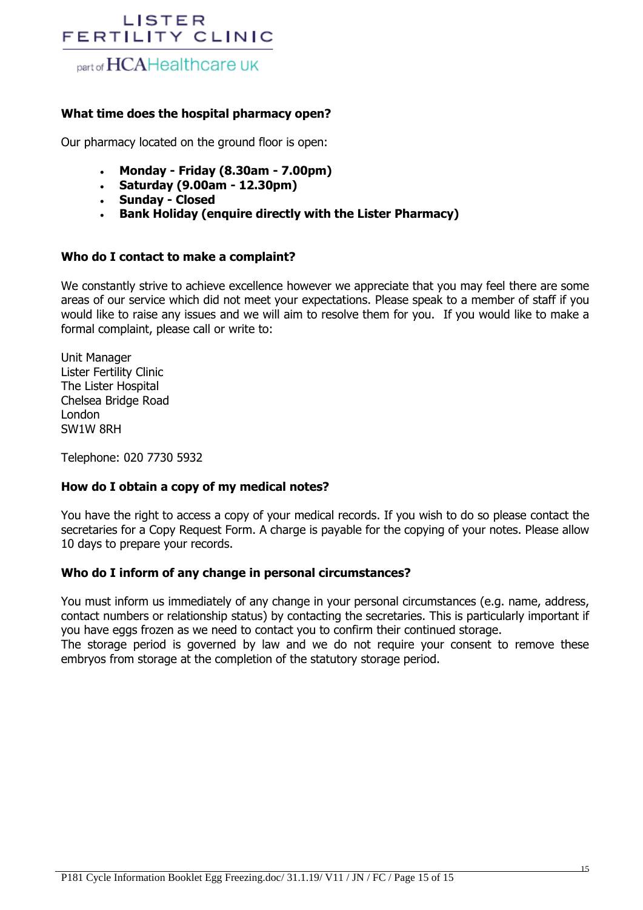**What time does the hospital pharmacy open?**

Our pharmacy located on the ground floor is open:

- **Monday - Friday (8.30am - 7.00pm)**
- **Saturday (9.00am - 12.30pm)**
- **Sunday - Closed**
- **Bank Holiday (enquire directly with the Lister Pharmacy)**

**Who do I contact to make a complaint?**

We constantly strive to achieve excellence however we appreciate that you may feel there are some areas of our service which did not meet your expectations. Please speak to a member of staff if you would like to raise any issues and we will aim to resolve them for you. If you would like to make a formal complaint, please call or write to:

Unit Manager
Lister Fertility Clinic
The Lister Hospital
Chelsea Bridge Road
London
SW1W 8RH

Telephone: 020 7730 5932

**How do I obtain a copy of my medical notes?**

You have the right to access a copy of your medical records. If you wish to do so please contact the secretaries for a Copy Request Form. A charge is payable for the copying of your notes. Please allow 10 days to prepare your records.

**Who do I inform of any change in personal circumstances?**

You must inform us immediately of any change in your personal circumstances (e.g. name, address, contact numbers or relationship status) by contacting the secretaries. This is particularly important if you have eggs frozen as we need to contact you to confirm their continued storage.
The storage period is governed by law and we do not require your consent to remove these embryos from storage at the completion of the statutory storage period.